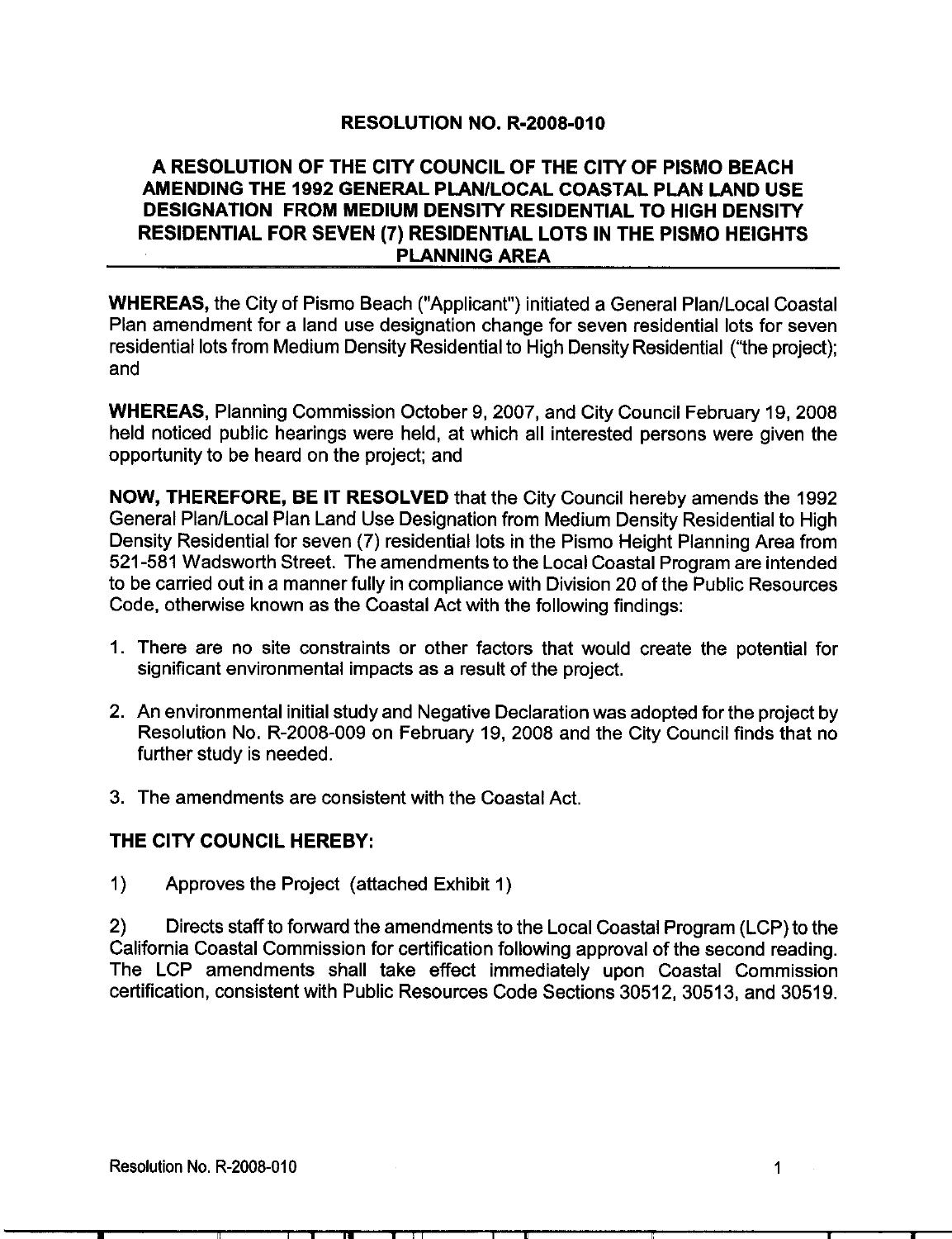# RESOLUTION NO. R-2008-010

## A RESOLUTION OF THE CITY COUNCIL OF THE CITY OF PISMO BEACH AMENDING THE 1992 GENERAL PLAN/LOCAL COASTAL PLAN LAND USE DESIGNATION FROM MEDIUM DENSITY RESIDENTIAL TO HIGH DENSITY RESIDENTIAL FOR SEVEN (7) RESIDENTIAL LOTS IN THE PISMO HEIGHTS PLANNING AREA

**WHEREAS,** the City of Pismo Beach ("Applicant") initiated a General Plan/Local Coastal Plan amendment for a land use designation change for seven residential lots for seven residential lots from Medium Density Residential to High Density Residential ("the project); and

**WHEREAS,** Planning Commission October 9, 2007, and City Council February 19, 2008 held noticed public hearings were held, at which all interested persons were given the opportunity to be heard on the project; and

**NOW, THEREFORE, BE IT RESOLVED** that the City Council hereby amends the 1992 General Plan/Local Plan Land Use Designation from Medium Density Residential to High Density Residential for seven (7) residential lots in the Pismo Height Planning Area from 521-581 Wadsworth Street. The amendments to the Local Coastal Program are intended to be carried out in a manner fully in compliance with Division 20 of the Public Resources Code, otherwise known as the Coastal Act with the following findings:

1. There are no site constraints or other factors that would create the potential for significant environmental impacts as a result of the project.
2. An environmental initial study and Negative Declaration was adopted for the project by Resolution No. R-2008-009 on February 19, 2008 and the City Council finds that no further study is needed.
3. The amendments are consistent with the Coastal Act.

**THE CITY COUNCIL HEREBY:**

1) Approves the Project (attached Exhibit 1)

2) Directs staff to forward the amendments to the Local Coastal Program (LCP) to the California Coastal Commission for certification following approval of the second reading. The LCP amendments shall take effect immediately upon Coastal Commission certification, consistent with Public Resources Code Sections 30512, 30513, and 30519.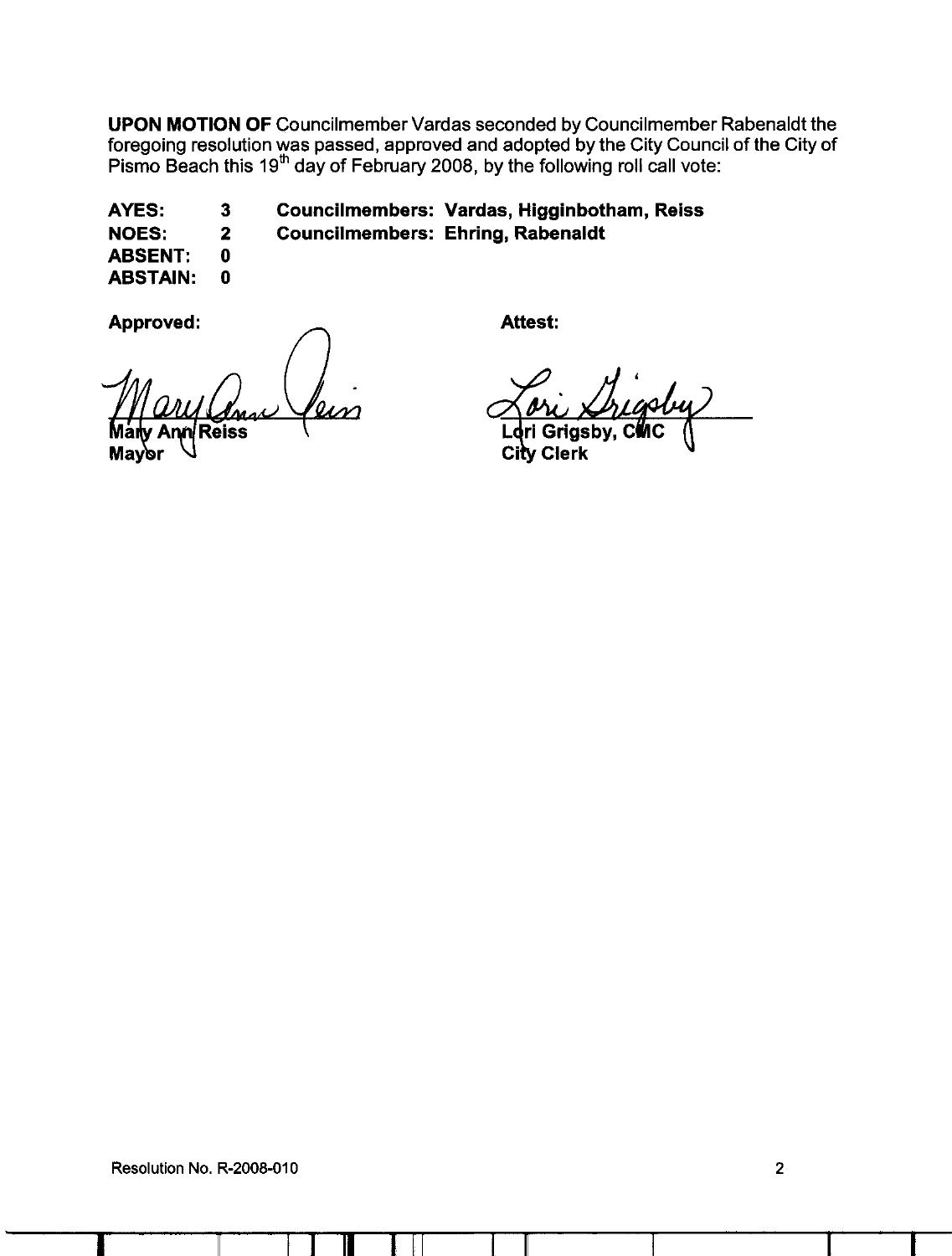**UPON MOTION OF** Councilmember Vardas seconded by Councilmember Rabenaldt the foregoing resolution was passed, approved and adopted by the City Council of the City of Pismo Beach this 19th day of February 2008, by the following roll call vote:

| | | |
|---|---|---|
| **AYES:** | **3** | **Councilmembers: Vardas, Higginbotham, Reiss** |
| **NOES:** | **2** | **Councilmembers: Ehring, Rabenaldt** |
| **ABSENT:** | **0** | |
| **ABSTAIN:** | **0** | |

**Approved:**

Mary Ann Reiss
**Mary Ann Reiss**
**Mayor**

**Attest:**

Lori Grigsby
**Lori Grigsby, CMC**
**City Clerk**

Resolution No. R-2008-010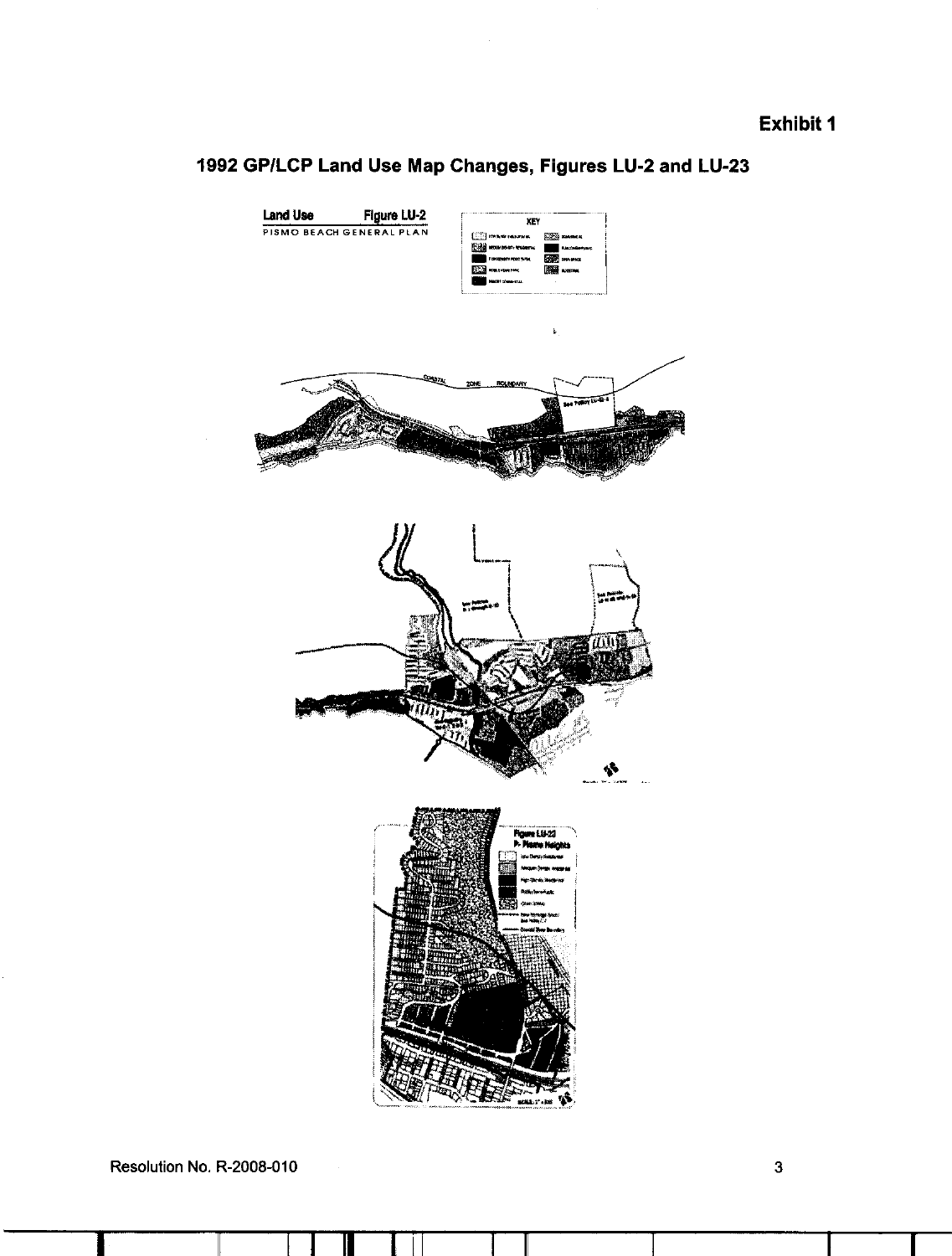**Exhibit 1**

## 1992 GP/LCP Land Use Map Changes, Figures LU-2 and LU-23

Land Use Figure LU-2

PISMO BEACH GENERAL PLAN

KEY

COASTAL ZONE BOUNDARY

Figure LU-23

P- Pismo Heights